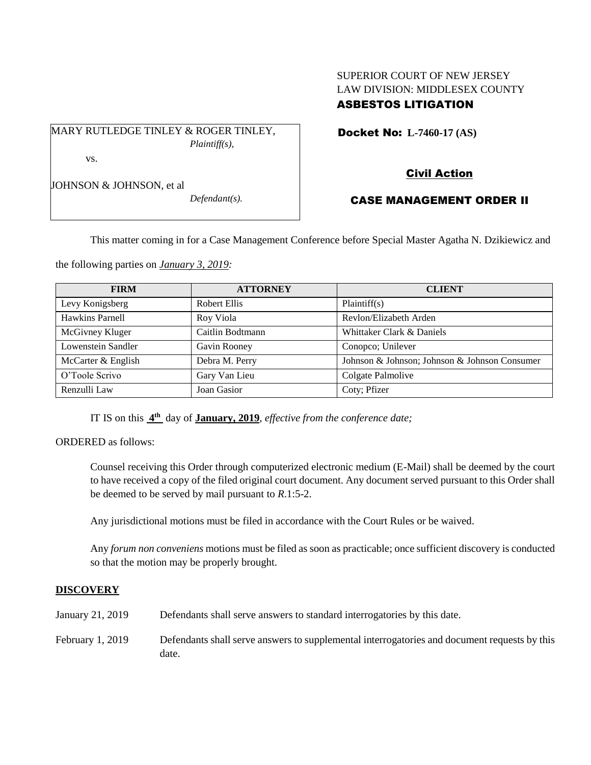SUPERIOR COURT OF NEW JERSEY
LAW DIVISION: MIDDLESEX COUNTY
**ASBESTOS LITIGATION**

MARY RUTLEDGE TINLEY & ROGER TINLEY,
*Plaintiff(s),*

vs.

JOHNSON & JOHNSON, et al
*Defendant(s).*

**Docket No: L-7460-17 (AS)**

**Civil Action**

**CASE MANAGEMENT ORDER II**

This matter coming in for a Case Management Conference before Special Master Agatha N. Dzikiewicz and the following parties on ***January 3, 2019:***

| FIRM | ATTORNEY | CLIENT |
|---|---|---|
| Levy Konigsberg | Robert Ellis | Plaintiff(s) |
| Hawkins Parnell | Roy Viola | Revlon/Elizabeth Arden |
| McGivney Kluger | Caitlin Bodtmann | Whittaker Clark & Daniels |
| Lowenstein Sandler | Gavin Rooney | Conopco; Unilever |
| McCarter & English | Debra M. Perry | Johnson & Johnson; Johnson & Johnson Consumer |
| O'Toole Scrivo | Gary Van Lieu | Colgate Palmolive |
| Renzulli Law | Joan Gasior | Coty; Pfizer |

IT IS on this **4th** day of **January, 2019**, *effective from the conference date;*

ORDERED as follows:

Counsel receiving this Order through computerized electronic medium (E-Mail) shall be deemed by the court to have received a copy of the filed original court document. Any document served pursuant to this Order shall be deemed to be served by mail pursuant to *R*.1:5-2.

Any jurisdictional motions must be filed in accordance with the Court Rules or be waived.

Any *forum non conveniens* motions must be filed as soon as practicable; once sufficient discovery is conducted so that the motion may be properly brought.

## DISCOVERY

January 21, 2019 Defendants shall serve answers to standard interrogatories by this date.

February 1, 2019 Defendants shall serve answers to supplemental interrogatories and document requests by this date.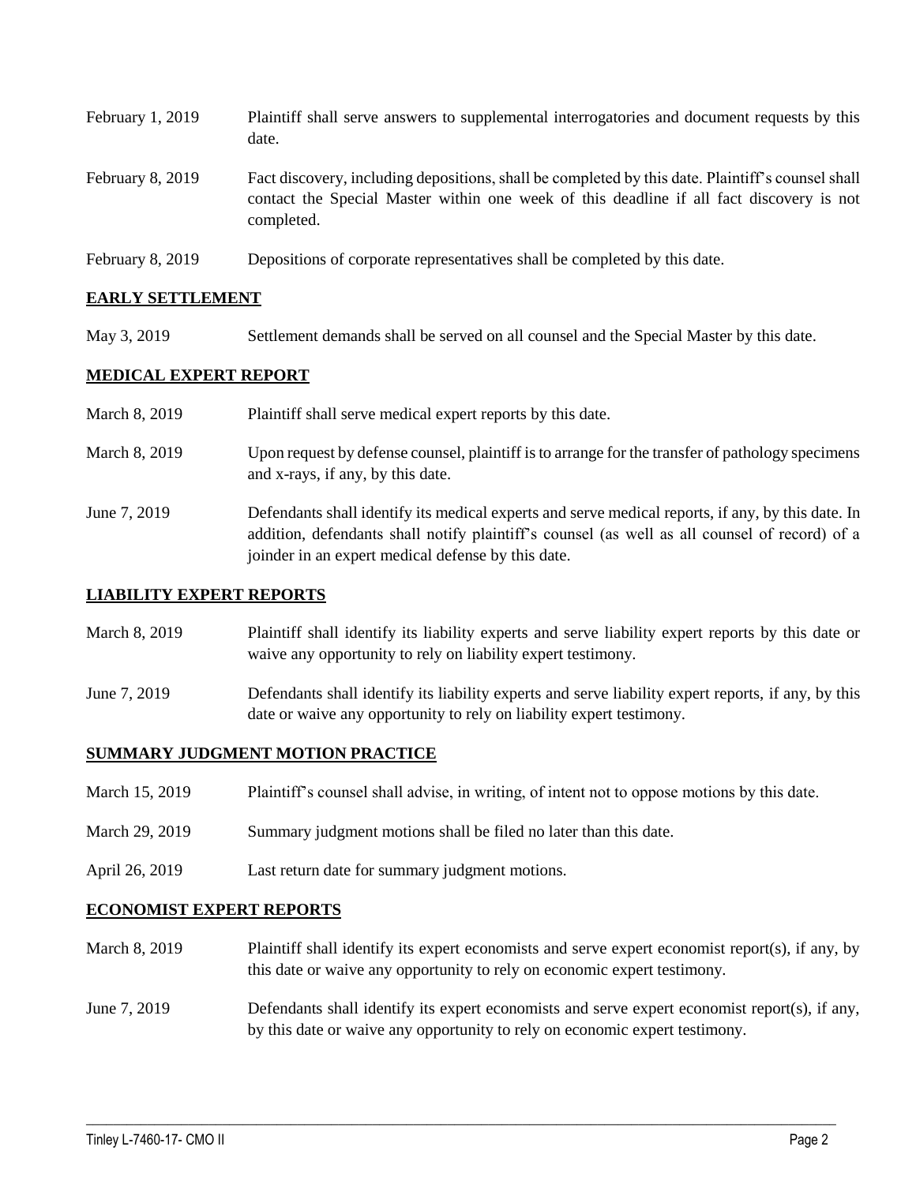| | |
|---|---|
| February 1, 2019 | Plaintiff shall serve answers to supplemental interrogatories and document requests by this date. |
| February 8, 2019 | Fact discovery, including depositions, shall be completed by this date. Plaintiff's counsel shall contact the Special Master within one week of this deadline if all fact discovery is not completed. |
| February 8, 2019 | Depositions of corporate representatives shall be completed by this date. |

## EARLY SETTLEMENT

| | |
|---|---|
| May 3, 2019 | Settlement demands shall be served on all counsel and the Special Master by this date. |

## MEDICAL EXPERT REPORT

| | |
|---|---|
| March 8, 2019 | Plaintiff shall serve medical expert reports by this date. |
| March 8, 2019 | Upon request by defense counsel, plaintiff is to arrange for the transfer of pathology specimens and x-rays, if any, by this date. |
| June 7, 2019 | Defendants shall identify its medical experts and serve medical reports, if any, by this date. In addition, defendants shall notify plaintiff's counsel (as well as all counsel of record) of a joinder in an expert medical defense by this date. |

## LIABILITY EXPERT REPORTS

| | |
|---|---|
| March 8, 2019 | Plaintiff shall identify its liability experts and serve liability expert reports by this date or waive any opportunity to rely on liability expert testimony. |
| June 7, 2019 | Defendants shall identify its liability experts and serve liability expert reports, if any, by this date or waive any opportunity to rely on liability expert testimony. |

## SUMMARY JUDGMENT MOTION PRACTICE

| | |
|---|---|
| March 15, 2019 | Plaintiff's counsel shall advise, in writing, of intent not to oppose motions by this date. |
| March 29, 2019 | Summary judgment motions shall be filed no later than this date. |
| April 26, 2019 | Last return date for summary judgment motions. |

## ECONOMIST EXPERT REPORTS

| | |
|---|---|
| March 8, 2019 | Plaintiff shall identify its expert economists and serve expert economist report(s), if any, by this date or waive any opportunity to rely on economic expert testimony. |
| June 7, 2019 | Defendants shall identify its expert economists and serve expert economist report(s), if any, by this date or waive any opportunity to rely on economic expert testimony. |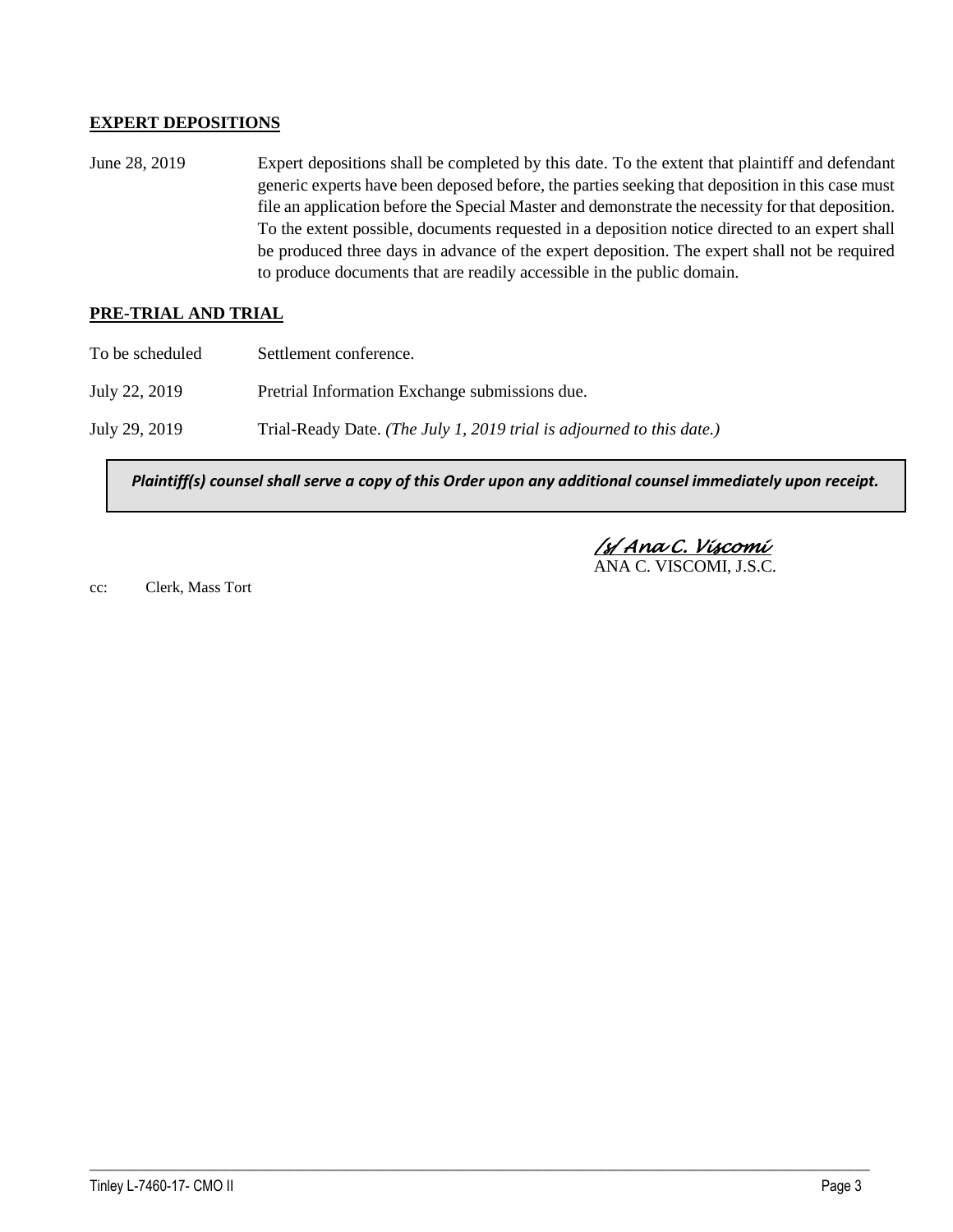**EXPERT DEPOSITIONS**

| | |
|---|---|
| June 28, 2019 | Expert depositions shall be completed by this date. To the extent that plaintiff and defendant generic experts have been deposed before, the parties seeking that deposition in this case must file an application before the Special Master and demonstrate the necessity for that deposition. To the extent possible, documents requested in a deposition notice directed to an expert shall be produced three days in advance of the expert deposition. The expert shall not be required to produce documents that are readily accessible in the public domain. |

**PRE-TRIAL AND TRIAL**

| | |
|---|---|
| To be scheduled | Settlement conference. |
| July 22, 2019 | Pretrial Information Exchange submissions due. |
| July 29, 2019 | Trial-Ready Date. *(The July 1, 2019 trial is adjourned to this date.)* |

***Plaintiff(s) counsel shall serve a copy of this Order upon any additional counsel immediately upon receipt.***

*/s/ Ana C. Viscomi*
ANA C. VISCOMI, J.S.C.

cc: Clerk, Mass Tort